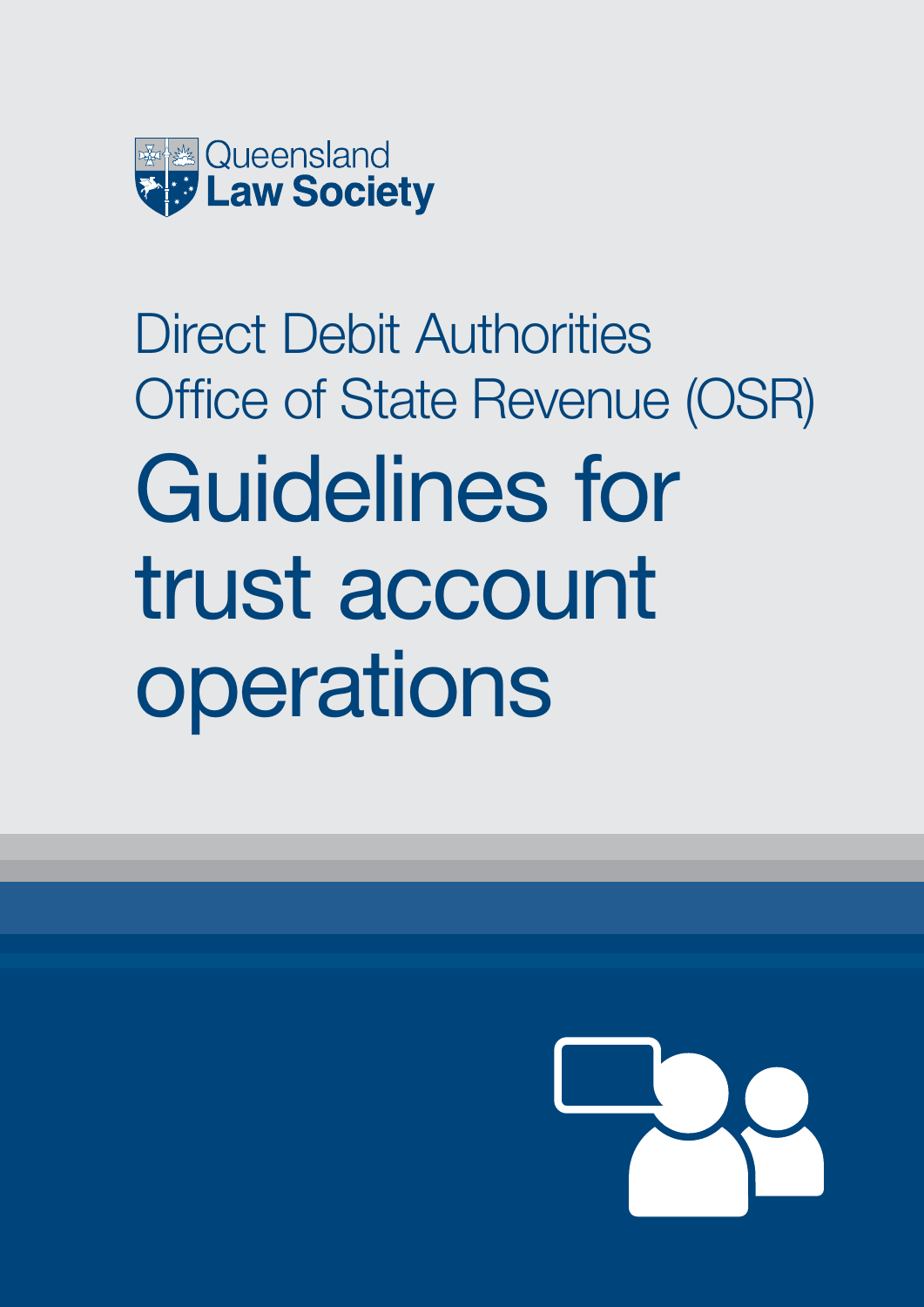Queensland
**Law Society**

Direct Debit Authorities
Office of State Revenue (OSR)

# Guidelines for trust account operations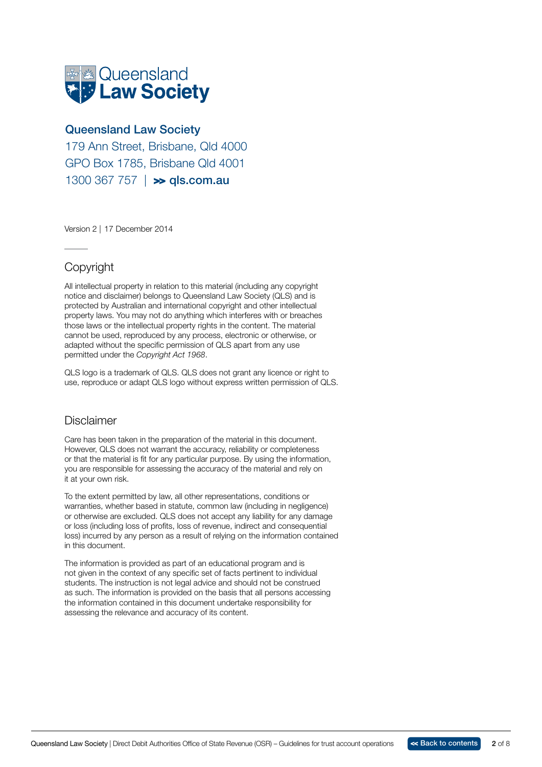**Queensland Law Society**

179 Ann Street, Brisbane, Qld 4000
GPO Box 1785, Brisbane Qld 4001
1300 367 757 | >> **qls.com.au**

Version 2 | 17 December 2014

## Copyright

All intellectual property in relation to this material (including any copyright notice and disclaimer) belongs to Queensland Law Society (QLS) and is protected by Australian and international copyright and other intellectual property laws. You may not do anything which interferes with or breaches those laws or the intellectual property rights in the content. The material cannot be used, reproduced by any process, electronic or otherwise, or adapted without the specific permission of QLS apart from any use permitted under the *Copyright Act 1968*.

QLS logo is a trademark of QLS. QLS does not grant any licence or right to use, reproduce or adapt QLS logo without express written permission of QLS.

## Disclaimer

Care has been taken in the preparation of the material in this document. However, QLS does not warrant the accuracy, reliability or completeness or that the material is fit for any particular purpose. By using the information, you are responsible for assessing the accuracy of the material and rely on it at your own risk.

To the extent permitted by law, all other representations, conditions or warranties, whether based in statute, common law (including in negligence) or otherwise are excluded. QLS does not accept any liability for any damage or loss (including loss of profits, loss of revenue, indirect and consequential loss) incurred by any person as a result of relying on the information contained in this document.

The information is provided as part of an educational program and is not given in the context of any specific set of facts pertinent to individual students. The instruction is not legal advice and should not be construed as such. The information is provided on the basis that all persons accessing the information contained in this document undertake responsibility for assessing the relevance and accuracy of its content.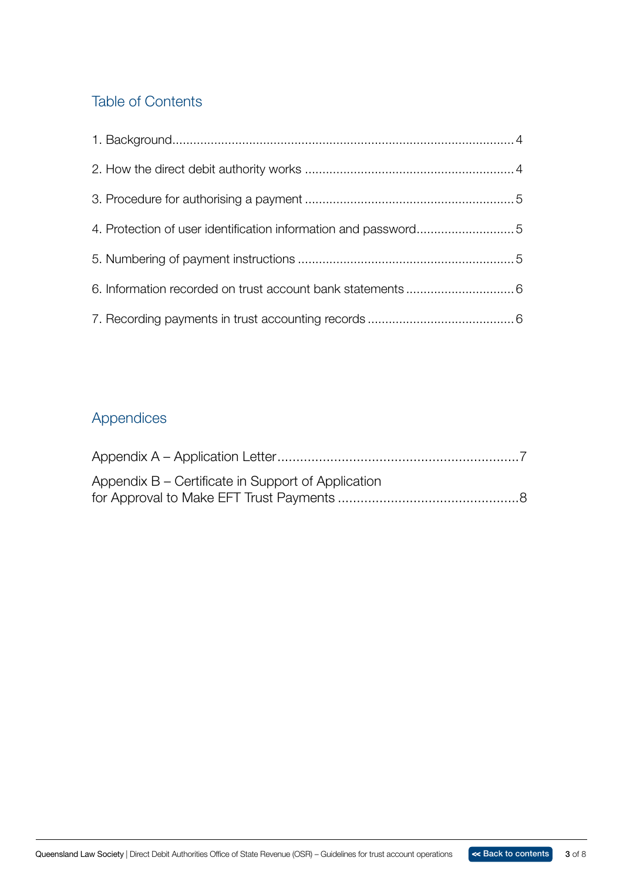## Table of Contents

1. Background....................................................................................................4
2. How the direct debit authority works ...........................................................4
3. Procedure for authorising a payment ...........................................................5
4. Protection of user identification information and password...........................5
5. Numbering of payment instructions .............................................................5
6. Information recorded on trust account bank statements ...............................6
7. Recording payments in trust accounting records .........................................6

## Appendices

Appendix A – Application Letter.................................................................7

Appendix B – Certificate in Support of Application for Approval to Make EFT Trust Payments ................................................8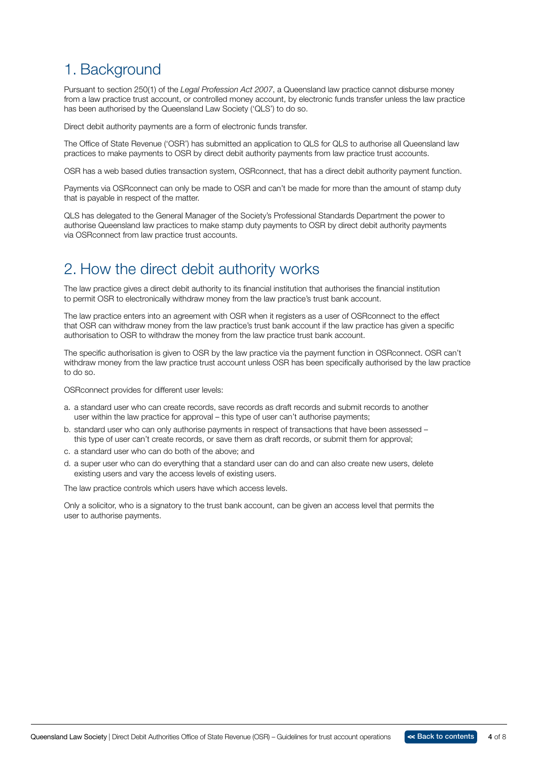# 1. Background

Pursuant to section 250(1) of the *Legal Profession Act 2007*, a Queensland law practice cannot disburse money from a law practice trust account, or controlled money account, by electronic funds transfer unless the law practice has been authorised by the Queensland Law Society ('QLS') to do so.

Direct debit authority payments are a form of electronic funds transfer.

The Office of State Revenue ('OSR') has submitted an application to QLS for QLS to authorise all Queensland law practices to make payments to OSR by direct debit authority payments from law practice trust accounts.

OSR has a web based duties transaction system, OSRconnect, that has a direct debit authority payment function.

Payments via OSRconnect can only be made to OSR and can't be made for more than the amount of stamp duty that is payable in respect of the matter.

QLS has delegated to the General Manager of the Society's Professional Standards Department the power to authorise Queensland law practices to make stamp duty payments to OSR by direct debit authority payments via OSRconnect from law practice trust accounts.

# 2. How the direct debit authority works

The law practice gives a direct debit authority to its financial institution that authorises the financial institution to permit OSR to electronically withdraw money from the law practice's trust bank account.

The law practice enters into an agreement with OSR when it registers as a user of OSRconnect to the effect that OSR can withdraw money from the law practice's trust bank account if the law practice has given a specific authorisation to OSR to withdraw the money from the law practice trust bank account.

The specific authorisation is given to OSR by the law practice via the payment function in OSRconnect. OSR can't withdraw money from the law practice trust account unless OSR has been specifically authorised by the law practice to do so.

OSRconnect provides for different user levels:

a. a standard user who can create records, save records as draft records and submit records to another user within the law practice for approval – this type of user can't authorise payments;
b. standard user who can only authorise payments in respect of transactions that have been assessed – this type of user can't create records, or save them as draft records, or submit them for approval;
c. a standard user who can do both of the above; and
d. a super user who can do everything that a standard user can do and can also create new users, delete existing users and vary the access levels of existing users.

The law practice controls which users have which access levels.

Only a solicitor, who is a signatory to the trust bank account, can be given an access level that permits the user to authorise payments.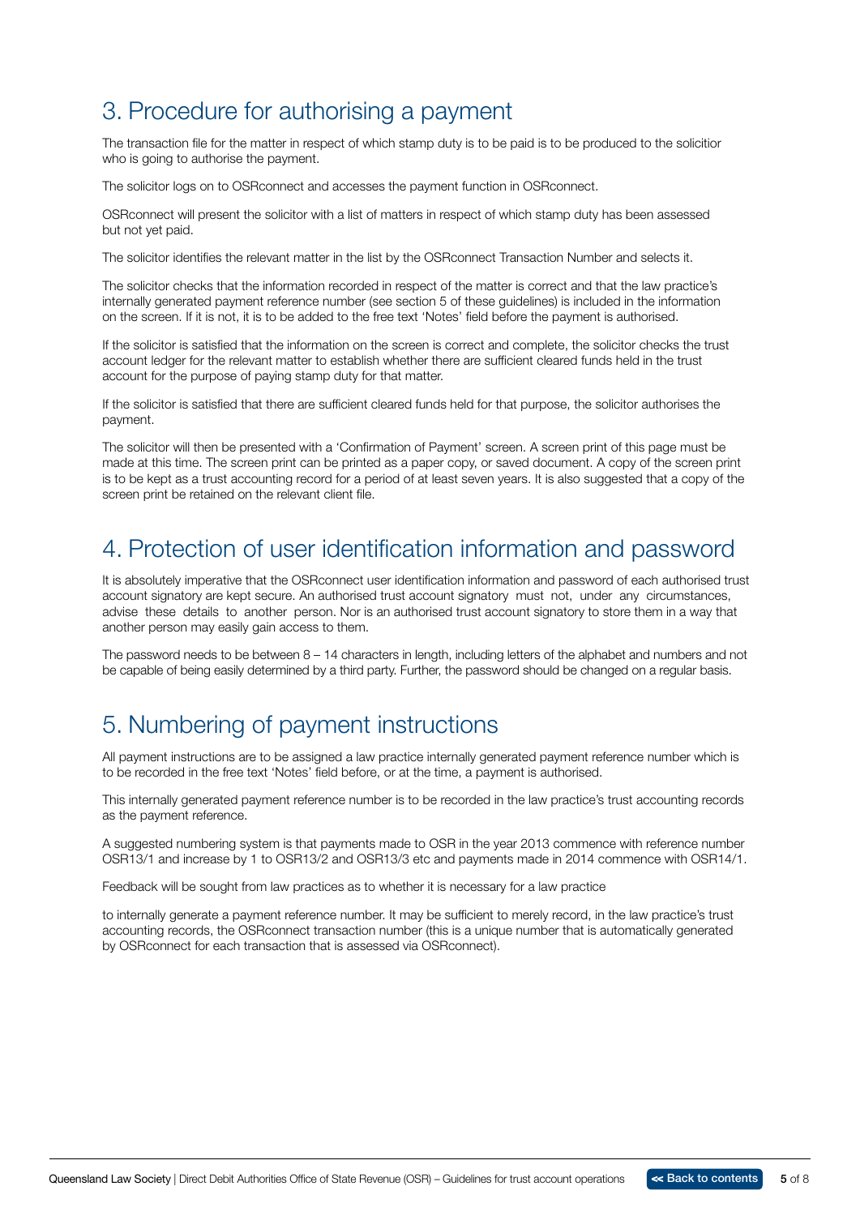## 3. Procedure for authorising a payment

The transaction file for the matter in respect of which stamp duty is to be paid is to be produced to the solicitior who is going to authorise the payment.

The solicitor logs on to OSRconnect and accesses the payment function in OSRconnect.

OSRconnect will present the solicitor with a list of matters in respect of which stamp duty has been assessed but not yet paid.

The solicitor identifies the relevant matter in the list by the OSRconnect Transaction Number and selects it.

The solicitor checks that the information recorded in respect of the matter is correct and that the law practice's internally generated payment reference number (see section 5 of these guidelines) is included in the information on the screen. If it is not, it is to be added to the free text 'Notes' field before the payment is authorised.

If the solicitor is satisfied that the information on the screen is correct and complete, the solicitor checks the trust account ledger for the relevant matter to establish whether there are sufficient cleared funds held in the trust account for the purpose of paying stamp duty for that matter.

If the solicitor is satisfied that there are sufficient cleared funds held for that purpose, the solicitor authorises the payment.

The solicitor will then be presented with a 'Confirmation of Payment' screen. A screen print of this page must be made at this time. The screen print can be printed as a paper copy, or saved document. A copy of the screen print is to be kept as a trust accounting record for a period of at least seven years. It is also suggested that a copy of the screen print be retained on the relevant client file.

## 4. Protection of user identification information and password

It is absolutely imperative that the OSRconnect user identification information and password of each authorised trust account signatory are kept secure. An authorised trust account signatory must not, under any circumstances, advise these details to another person. Nor is an authorised trust account signatory to store them in a way that another person may easily gain access to them.

The password needs to be between 8 – 14 characters in length, including letters of the alphabet and numbers and not be capable of being easily determined by a third party. Further, the password should be changed on a regular basis.

## 5. Numbering of payment instructions

All payment instructions are to be assigned a law practice internally generated payment reference number which is to be recorded in the free text 'Notes' field before, or at the time, a payment is authorised.

This internally generated payment reference number is to be recorded in the law practice's trust accounting records as the payment reference.

A suggested numbering system is that payments made to OSR in the year 2013 commence with reference number OSR13/1 and increase by 1 to OSR13/2 and OSR13/3 etc and payments made in 2014 commence with OSR14/1.

Feedback will be sought from law practices as to whether it is necessary for a law practice

to internally generate a payment reference number. It may be sufficient to merely record, in the law practice's trust accounting records, the OSRconnect transaction number (this is a unique number that is automatically generated by OSRconnect for each transaction that is assessed via OSRconnect).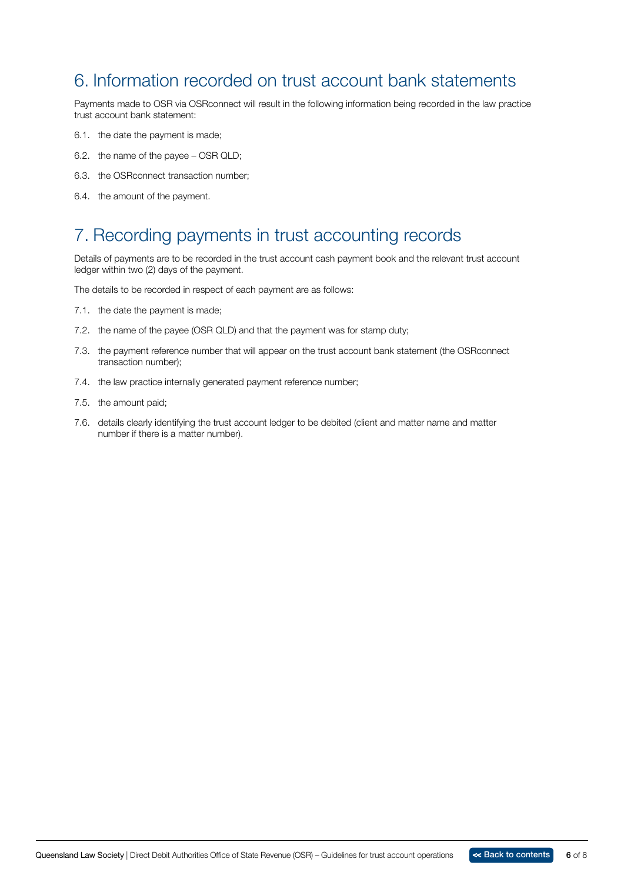## 6. Information recorded on trust account bank statements

Payments made to OSR via OSRconnect will result in the following information being recorded in the law practice trust account bank statement:

6.1. the date the payment is made;

6.2. the name of the payee – OSR QLD;

6.3. the OSRconnect transaction number;

6.4. the amount of the payment.

## 7. Recording payments in trust accounting records

Details of payments are to be recorded in the trust account cash payment book and the relevant trust account ledger within two (2) days of the payment.

The details to be recorded in respect of each payment are as follows:

7.1. the date the payment is made;

7.2. the name of the payee (OSR QLD) and that the payment was for stamp duty;

7.3. the payment reference number that will appear on the trust account bank statement (the OSRconnect transaction number);

7.4. the law practice internally generated payment reference number;

7.5. the amount paid;

7.6. details clearly identifying the trust account ledger to be debited (client and matter name and matter number if there is a matter number).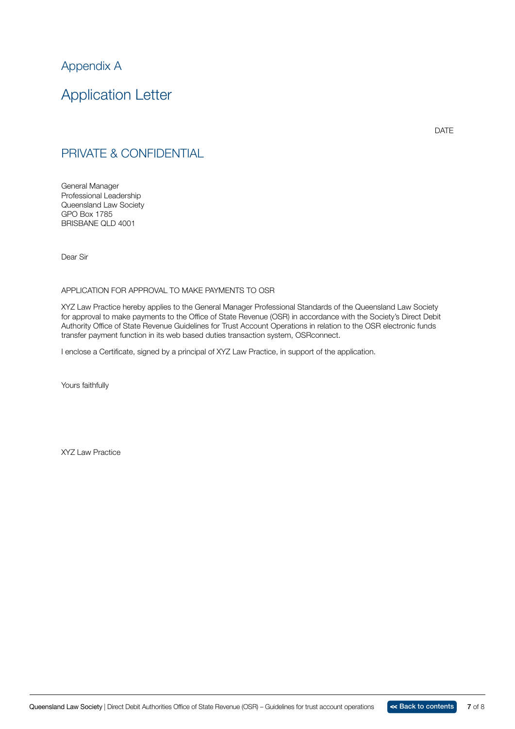# Appendix A

## Application Letter

DATE

### PRIVATE & CONFIDENTIAL

General Manager
Professional Leadership
Queensland Law Society
GPO Box 1785
BRISBANE QLD 4001

Dear Sir

APPLICATION FOR APPROVAL TO MAKE PAYMENTS TO OSR

XYZ Law Practice hereby applies to the General Manager Professional Standards of the Queensland Law Society for approval to make payments to the Office of State Revenue (OSR) in accordance with the Society's Direct Debit Authority Office of State Revenue Guidelines for Trust Account Operations in relation to the OSR electronic funds transfer payment function in its web based duties transaction system, OSRconnect.

I enclose a Certificate, signed by a principal of XYZ Law Practice, in support of the application.

Yours faithfully

XYZ Law Practice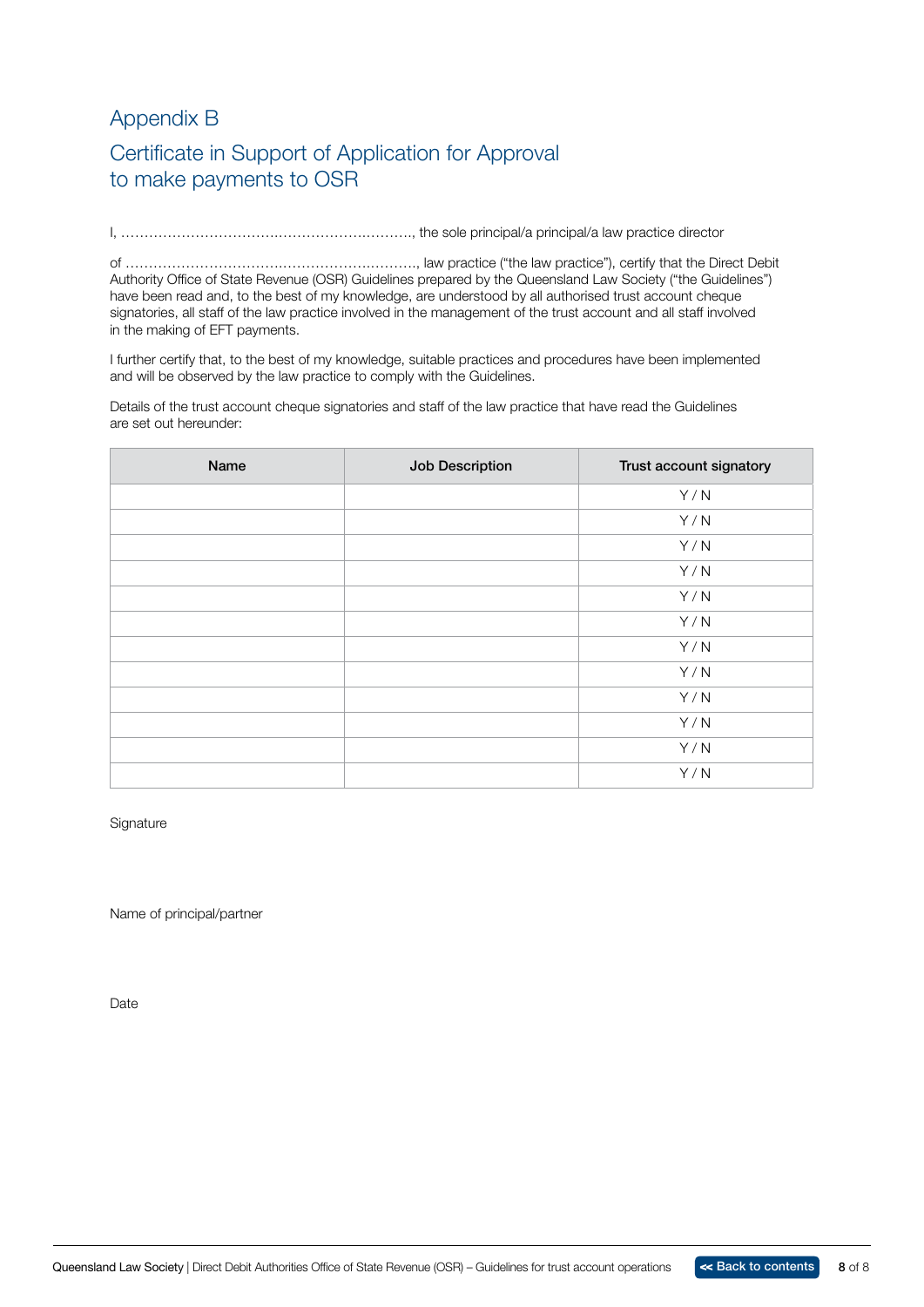# Appendix B

## Certificate in Support of Application for Approval to make payments to OSR

I, ………………………….……………………..………., the sole principal/a principal/a law practice director

of ………………………….……………………..………., law practice ("the law practice"), certify that the Direct Debit Authority Office of State Revenue (OSR) Guidelines prepared by the Queensland Law Society ("the Guidelines") have been read and, to the best of my knowledge, are understood by all authorised trust account cheque signatories, all staff of the law practice involved in the management of the trust account and all staff involved in the making of EFT payments.

I further certify that, to the best of my knowledge, suitable practices and procedures have been implemented and will be observed by the law practice to comply with the Guidelines.

Details of the trust account cheque signatories and staff of the law practice that have read the Guidelines are set out hereunder:

| Name | Job Description | Trust account signatory |
|---|---|---|
| | | Y / N |
| | | Y / N |
| | | Y / N |
| | | Y / N |
| | | Y / N |
| | | Y / N |
| | | Y / N |
| | | Y / N |
| | | Y / N |
| | | Y / N |
| | | Y / N |
| | | Y / N |

Signature

Name of principal/partner

Date